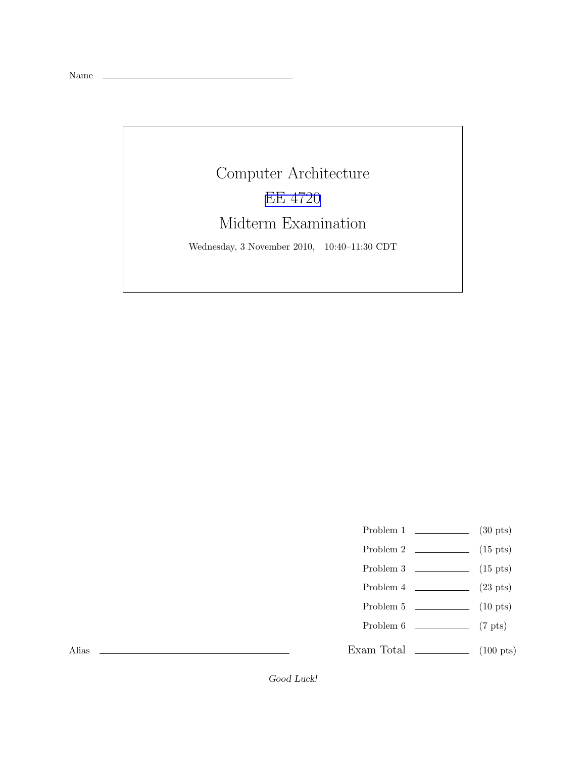Name \_\_\_\_\_\_\_\_\_\_\_\_\_\_\_\_\_\_\_\_\_\_\_\_\_\_\_\_\_\_

# Computer Architecture

## EE 4720

## Midterm Examination

Wednesday, 3 November 2010, 10:40–11:30 CDT

| | | |
|---|---|---|
| Problem 1 | \_\_\_\_\_\_\_\_ | (30 pts) |
| Problem 2 | \_\_\_\_\_\_\_\_ | (15 pts) |
| Problem 3 | \_\_\_\_\_\_\_\_ | (15 pts) |
| Problem 4 | \_\_\_\_\_\_\_\_ | (23 pts) |
| Problem 5 | \_\_\_\_\_\_\_\_ | (10 pts) |
| Problem 6 | \_\_\_\_\_\_\_\_ | (7 pts) |
| Exam Total | \_\_\_\_\_\_\_\_ | (100 pts) |

Alias \_\_\_\_\_\_\_\_\_\_\_\_\_\_\_\_\_\_\_\_\_\_\_\_\_\_\_\_\_\_

*Good Luck!*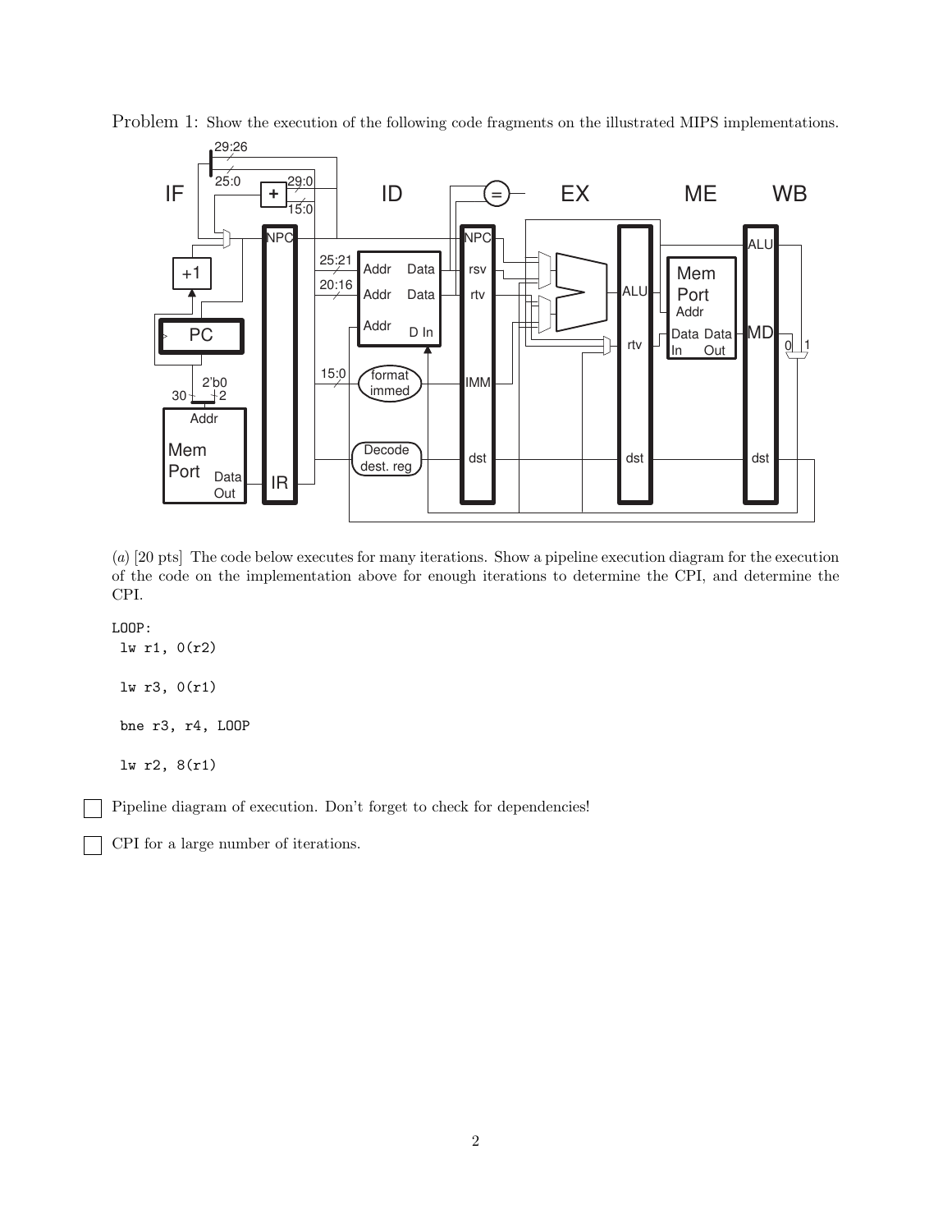Problem 1: Show the execution of the following code fragments on the illustrated MIPS implementations.

(*a*) [20 pts] The code below executes for many iterations. Show a pipeline execution diagram for the execution of the code on the implementation above for enough iterations to determine the CPI, and determine the CPI.

```
LOOP:
 lw r1, 0(r2)

 lw r3, 0(r1)

 bne r3, r4, LOOP

 lw r2, 8(r1)
```

☐ Pipeline diagram of execution. Don't forget to check for dependencies!

☐ CPI for a large number of iterations.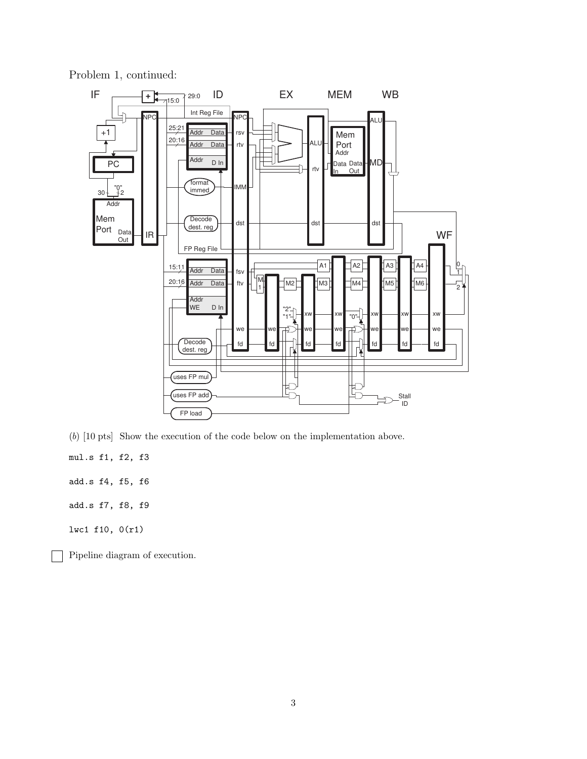Problem 1, continued:

(*b*) [10 pts] Show the execution of the code below on the implementation above.

```
mul.s f1, f2, f3

add.s f4, f5, f6

add.s f7, f8, f9

lwc1 f10, 0(r1)
```

☐ Pipeline diagram of execution.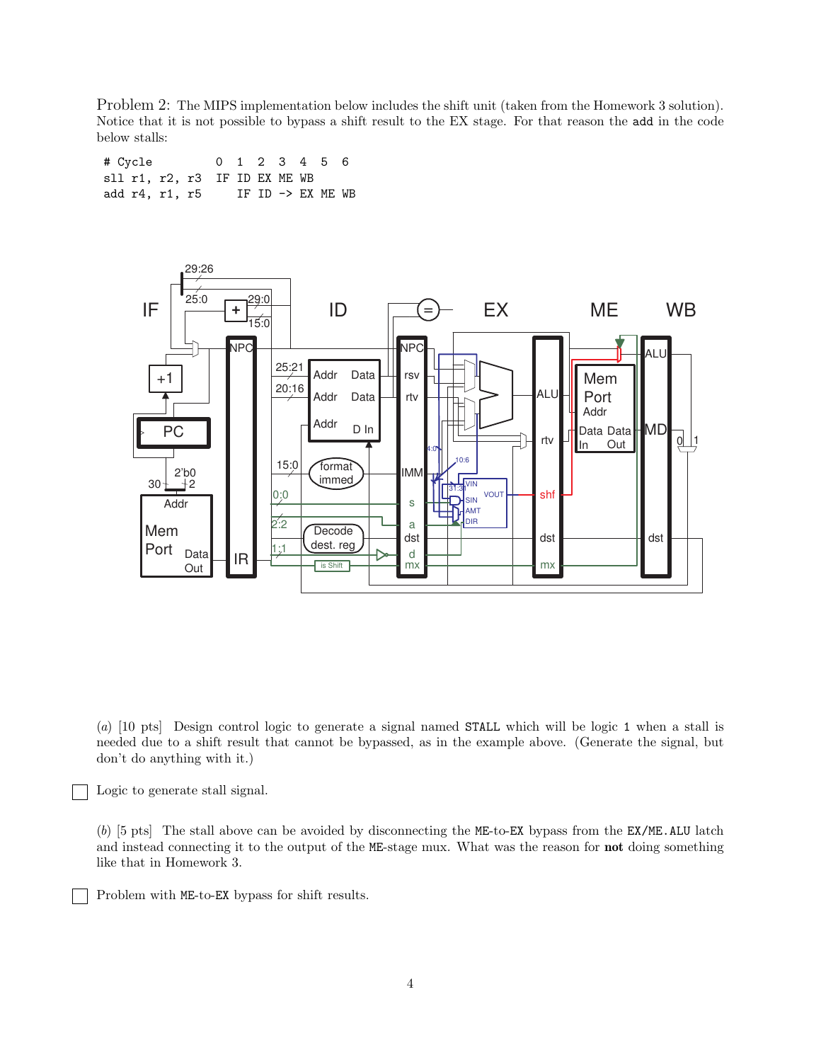Problem 2: The MIPS implementation below includes the shift unit (taken from the Homework 3 solution). Notice that it is not possible to bypass a shift result to the EX stage. For that reason the `add` in the code below stalls:

```
# Cycle        0  1  2  3  4  5  6
sll r1, r2, r3 IF ID EX ME WB
add r4, r1, r5    IF ID -> EX ME WB
```

(*a*) [10 pts] Design control logic to generate a signal named `STALL` which will be logic `1` when a stall is needed due to a shift result that cannot be bypassed, as in the example above. (Generate the signal, but don't do anything with it.)

☐ Logic to generate stall signal.

(*b*) [5 pts] The stall above can be avoided by disconnecting the `ME`-to-`EX` bypass from the `EX/ME.ALU` latch and instead connecting it to the output of the `ME`-stage mux. What was the reason for **not** doing something like that in Homework 3.

☐ Problem with `ME`-to-`EX` bypass for shift results.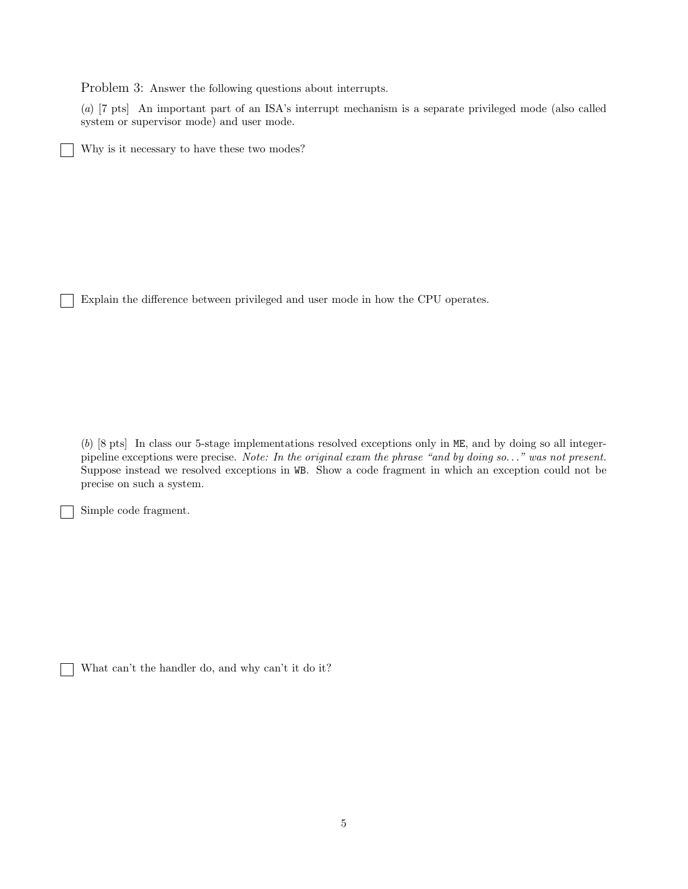Problem 3: Answer the following questions about interrupts.

(*a*) [7 pts] An important part of an ISA's interrupt mechanism is a separate privileged mode (also called system or supervisor mode) and user mode.

☐ Why is it necessary to have these two modes?

☐ Explain the difference between privileged and user mode in how the CPU operates.

(*b*) [8 pts] In class our 5-stage implementations resolved exceptions only in `ME`, and by doing so all integer-pipeline exceptions were precise. *Note: In the original exam the phrase "and by doing so..." was not present.* Suppose instead we resolved exceptions in `WB`. Show a code fragment in which an exception could not be precise on such a system.

☐ Simple code fragment.

☐ What can't the handler do, and why can't it do it?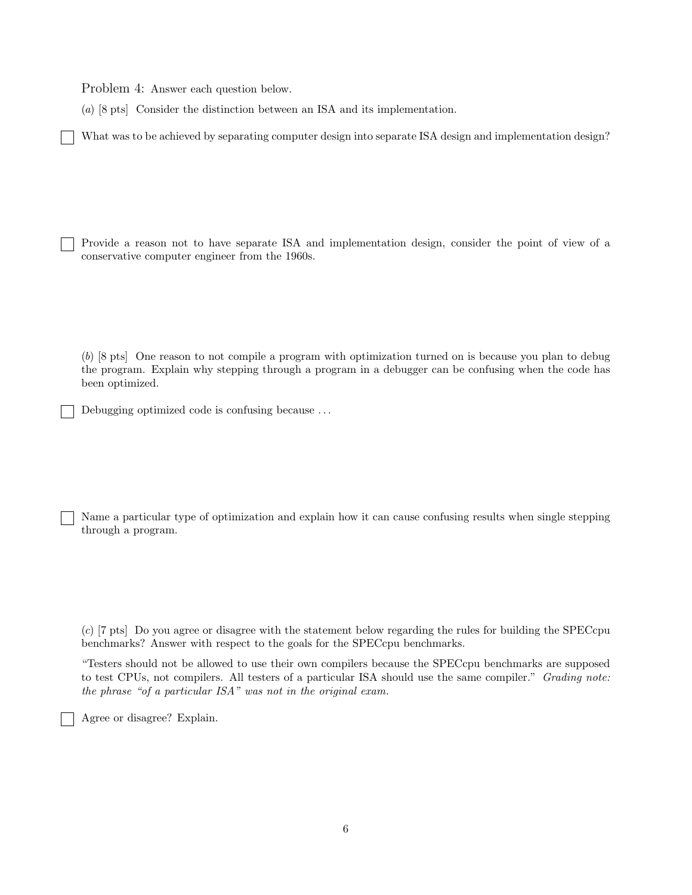Problem 4: Answer each question below.

(*a*) [8 pts] Consider the distinction between an ISA and its implementation.

☐ What was to be achieved by separating computer design into separate ISA design and implementation design?

☐ Provide a reason not to have separate ISA and implementation design, consider the point of view of a conservative computer engineer from the 1960s.

(*b*) [8 pts] One reason to not compile a program with optimization turned on is because you plan to debug the program. Explain why stepping through a program in a debugger can be confusing when the code has been optimized.

☐ Debugging optimized code is confusing because . . .

☐ Name a particular type of optimization and explain how it can cause confusing results when single stepping through a program.

(*c*) [7 pts] Do you agree or disagree with the statement below regarding the rules for building the SPECcpu benchmarks? Answer with respect to the goals for the SPECcpu benchmarks.

"Testers should not be allowed to use their own compilers because the SPECcpu benchmarks are supposed to test CPUs, not compilers. All testers of a particular ISA should use the same compiler." *Grading note: the phrase "of a particular ISA" was not in the original exam.*

☐ Agree or disagree? Explain.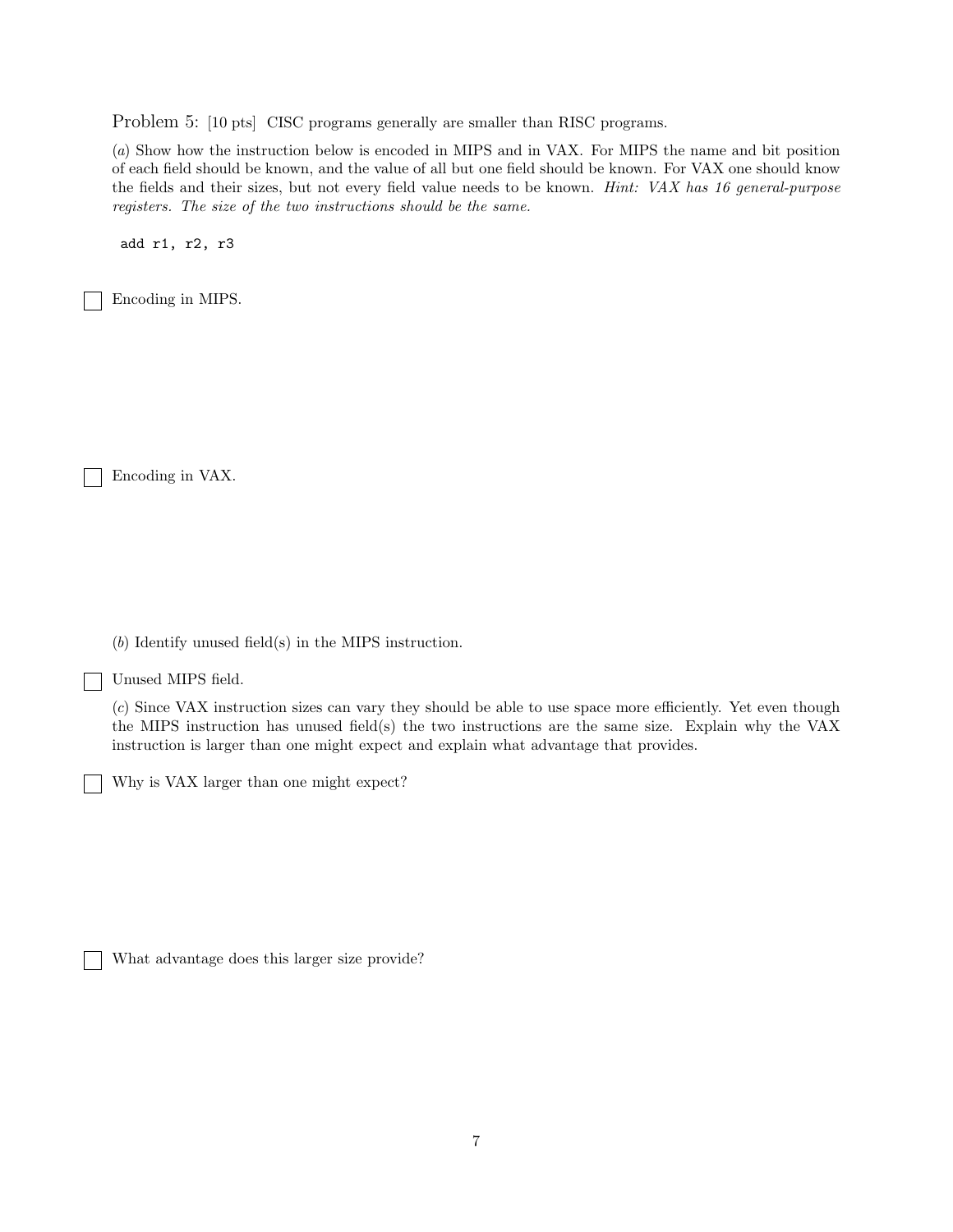Problem 5: [10 pts] CISC programs generally are smaller than RISC programs.

(*a*) Show how the instruction below is encoded in MIPS and in VAX. For MIPS the name and bit position of each field should be known, and the value of all but one field should be known. For VAX one should know the fields and their sizes, but not every field value needs to be known. *Hint: VAX has 16 general-purpose registers. The size of the two instructions should be the same.*

```
add r1, r2, r3
```

☐ Encoding in MIPS.

☐ Encoding in VAX.

(*b*) Identify unused field(s) in the MIPS instruction.

☐ Unused MIPS field.

(*c*) Since VAX instruction sizes can vary they should be able to use space more efficiently. Yet even though the MIPS instruction has unused field(s) the two instructions are the same size. Explain why the VAX instruction is larger than one might expect and explain what advantage that provides.

☐ Why is VAX larger than one might expect?

☐ What advantage does this larger size provide?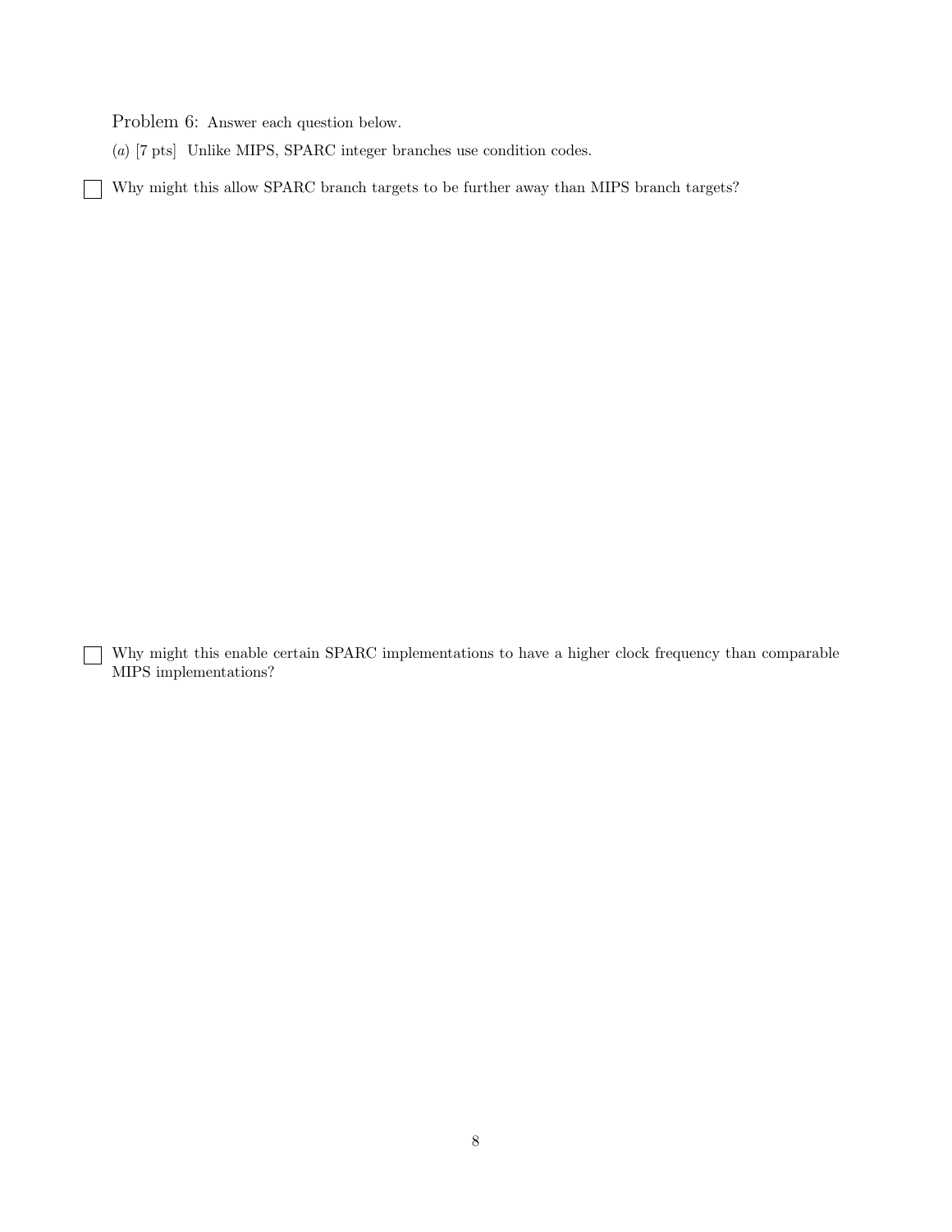Problem 6: Answer each question below.

(*a*) [7 pts] Unlike MIPS, SPARC integer branches use condition codes.

☐ Why might this allow SPARC branch targets to be further away than MIPS branch targets?

☐ Why might this enable certain SPARC implementations to have a higher clock frequency than comparable MIPS implementations?